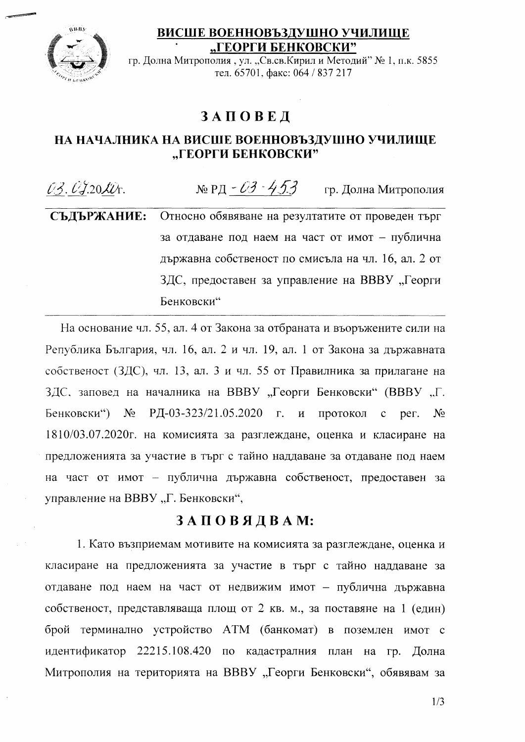**ВИСШЕ ВОЕННОВЪЗДУШНО УЧИЛИЩЕ „ГЕОРГИ БЕНКОВСКИ"**

гр. Долна Митрополия , ул. „Св.св.Кирил и Методий" № 1, п.к. 5855
тел. 65701, факс: 064 / 837 217

# ЗАПОВЕД

## НА НАЧАЛНИКА НА ВИСШЕ ВОЕННОВЪЗДУШНО УЧИЛИЩЕ „ГЕОРГИ БЕНКОВСКИ"

03.07.2020г. № РД - 03 - 453 гр. Долна Митрополия

**СЪДЪРЖАНИЕ:** Относно обявяване на резултатите от проведен търг за отдаване под наем на част от имот – публична държавна собственост по смисъла на чл. 16, ал. 2 от ЗДС, предоставен за управление на ВВВУ „Георги Бенковски"

На основание чл. 55, ал. 4 от Закона за отбраната и въоръжените сили на Република България, чл. 16, ал. 2 и чл. 19, ал. 1 от Закона за държавната собственост (ЗДС), чл. 13, ал. 3 и чл. 55 от Правилника за прилагане на ЗДС, заповед на началника на ВВВУ „Георги Бенковски" (ВВВУ „Г. Бенковски") № РД-03-323/21.05.2020 г. и протокол с рег. № 1810/03.07.2020г. на комисията за разглеждане, оценка и класиране на предложенията за участие в търг с тайно наддаване за отдаване под наем на част от имот – публична държавна собственост, предоставен за управление на ВВВУ „Г. Бенковски",

## ЗАПОВЯДВАМ:

1. Като възприемам мотивите на комисията за разглеждане, оценка и класиране на предложенията за участие в търг с тайно наддаване за отдаване под наем на част от недвижим имот – публична държавна собственост, представляваща площ от 2 кв. м., за поставяне на 1 (един) брой терминално устройство АТМ (банкомат) в поземлен имот с идентификатор 22215.108.420 по кадастралния план на гр. Долна Митрополия на територията на ВВВУ „Георги Бенковски", обявявам за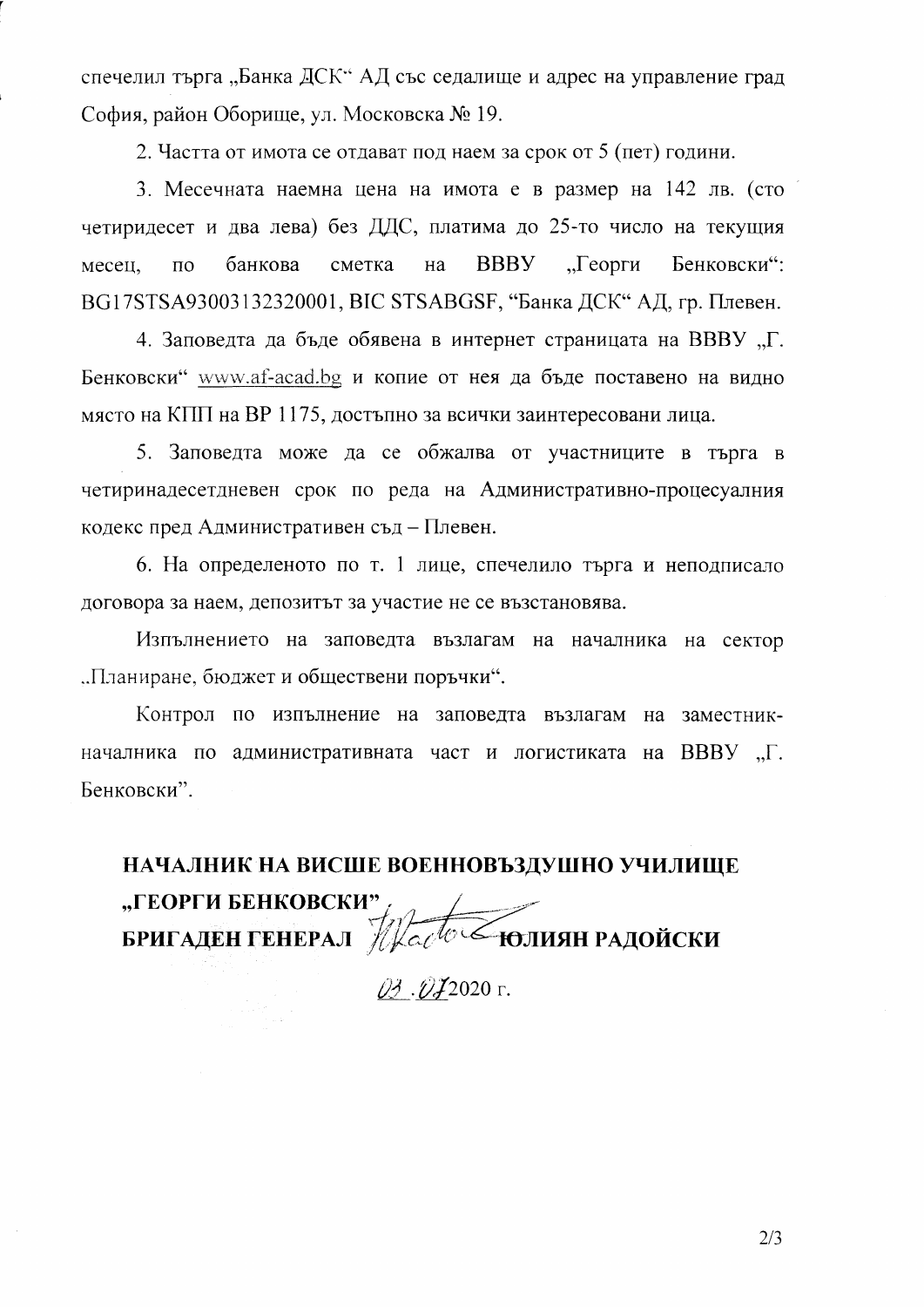спечелил търга „Банка ДСК“ АД със седалище и адрес на управление град София, район Оборище, ул. Московска № 19.

2. Частта от имота се отдават под наем за срок от 5 (пет) години.

3. Месечната наемна цена на имота е в размер на 142 лв. (сто четиридесет и два лева) без ДДС, платима до 25-то число на текущия месец, по банкова сметка на ВВВУ „Георги Бенковски“: BG17STSA93003132320001, BIC STSABGSF, “Банка ДСК“ АД, гр. Плевен.

4. Заповедта да бъде обявена в интернет страницата на ВВВУ „Г. Бенковски“ www.af-acad.bg и копие от нея да бъде поставено на видно място на КПП на ВР 1175, достъпно за всички заинтересовани лица.

5. Заповедта може да се обжалва от участниците в търга в четиринадесетдневен срок по реда на Административно-процесуалния кодекс пред Административен съд – Плевен.

6. На определеното по т. 1 лице, спечелило търга и неподписало договора за наем, депозитът за участие не се възстановява.

Изпълнението на заповедта възлагам на началника на сектор „Планиране, бюджет и обществени поръчки“.

Контрол по изпълнение на заповедта възлагам на заместник-началника по административната част и логистиката на ВВВУ „Г. Бенковски”.

**НАЧАЛНИК НА ВИСШЕ ВОЕННОВЪЗДУШНО УЧИЛИЩЕ „ГЕОРГИ БЕНКОВСКИ”**
**БРИГАДЕН ГЕНЕРАЛ ЮЛИЯН РАДОЙСКИ**

03.07.2020 г.